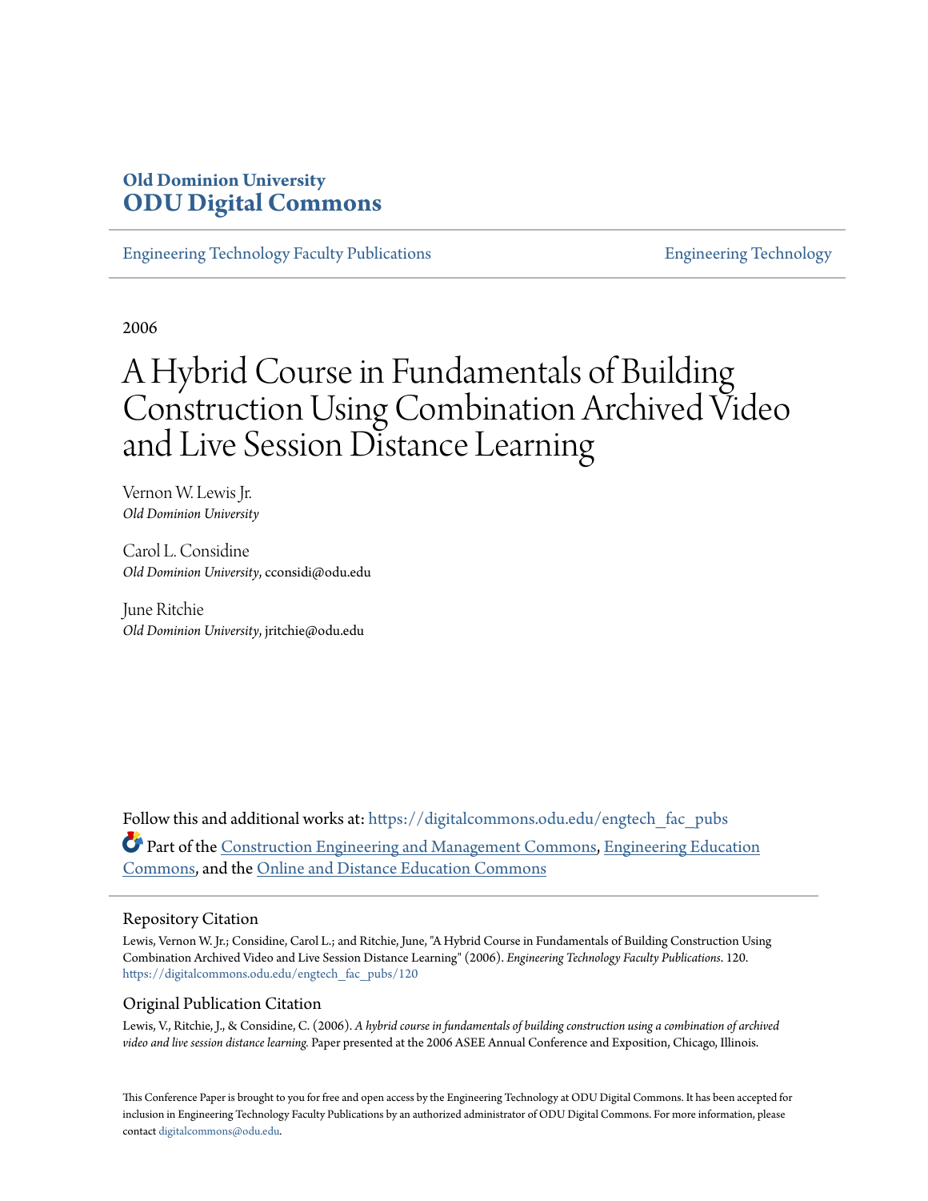**Old Dominion University**
**ODU Digital Commons**

Engineering Technology Faculty Publications | Engineering Technology

2006

# A Hybrid Course in Fundamentals of Building Construction Using Combination Archived Video and Live Session Distance Learning

Vernon W. Lewis Jr.
*Old Dominion University*

Carol L. Considine
*Old Dominion University*, cconsidi@odu.edu

June Ritchie
*Old Dominion University*, jritchie@odu.edu

Follow this and additional works at: https://digitalcommons.odu.edu/engtech_fac_pubs

Part of the Construction Engineering and Management Commons, Engineering Education Commons, and the Online and Distance Education Commons

## Repository Citation

Lewis, Vernon W. Jr.; Considine, Carol L.; and Ritchie, June, "A Hybrid Course in Fundamentals of Building Construction Using Combination Archived Video and Live Session Distance Learning" (2006). *Engineering Technology Faculty Publications*. 120.
https://digitalcommons.odu.edu/engtech_fac_pubs/120

## Original Publication Citation

Lewis, V., Ritchie, J., & Considine, C. (2006). *A hybrid course in fundamentals of building construction using a combination of archived video and live session distance learning.* Paper presented at the 2006 ASEE Annual Conference and Exposition, Chicago, Illinois.

This Conference Paper is brought to you for free and open access by the Engineering Technology at ODU Digital Commons. It has been accepted for inclusion in Engineering Technology Faculty Publications by an authorized administrator of ODU Digital Commons. For more information, please contact digitalcommons@odu.edu.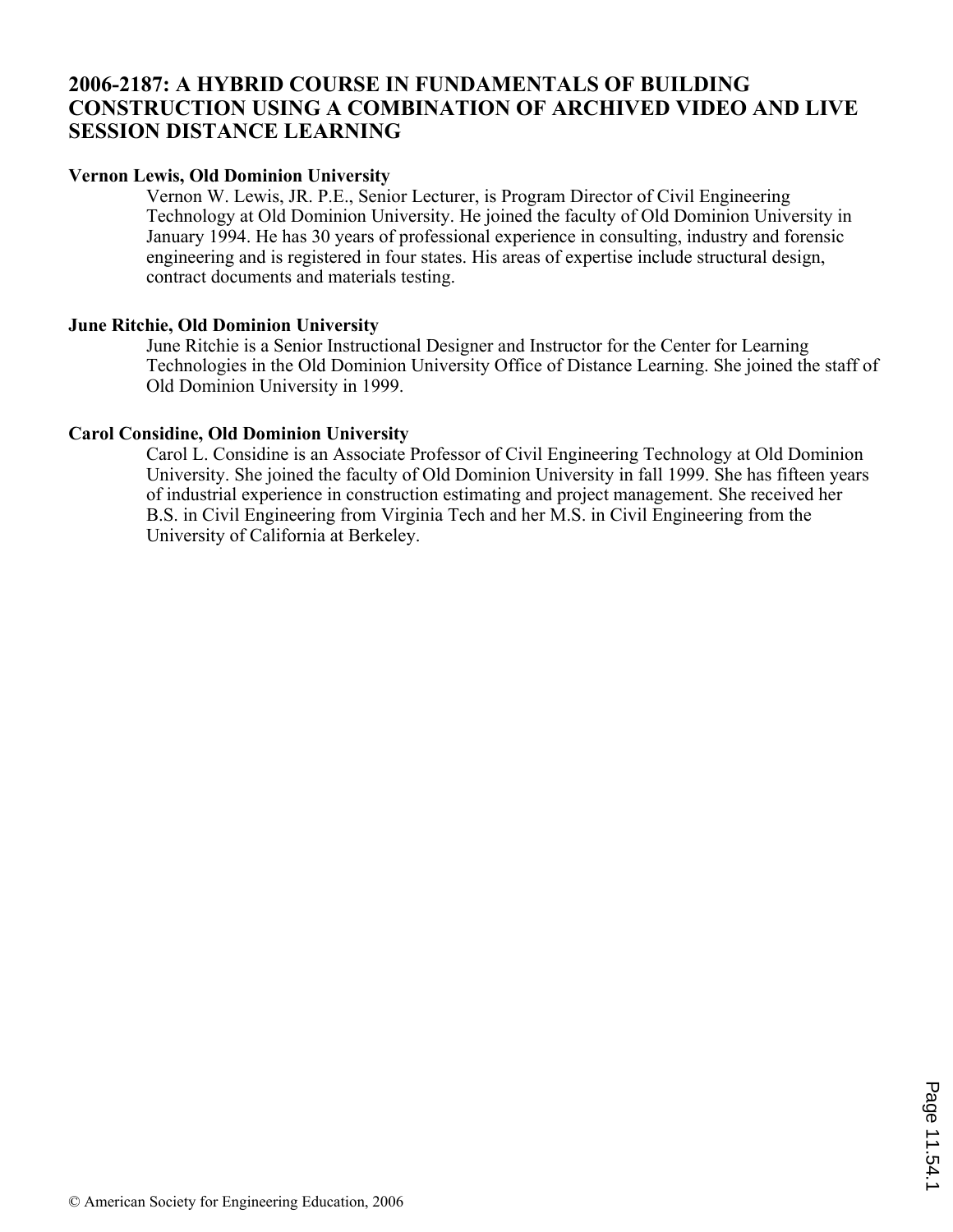# 2006-2187: A HYBRID COURSE IN FUNDAMENTALS OF BUILDING CONSTRUCTION USING A COMBINATION OF ARCHIVED VIDEO AND LIVE SESSION DISTANCE LEARNING

**Vernon Lewis, Old Dominion University**

Vernon W. Lewis, JR. P.E., Senior Lecturer, is Program Director of Civil Engineering Technology at Old Dominion University. He joined the faculty of Old Dominion University in January 1994. He has 30 years of professional experience in consulting, industry and forensic engineering and is registered in four states. His areas of expertise include structural design, contract documents and materials testing.

**June Ritchie, Old Dominion University**

June Ritchie is a Senior Instructional Designer and Instructor for the Center for Learning Technologies in the Old Dominion University Office of Distance Learning. She joined the staff of Old Dominion University in 1999.

**Carol Considine, Old Dominion University**

Carol L. Considine is an Associate Professor of Civil Engineering Technology at Old Dominion University. She joined the faculty of Old Dominion University in fall 1999. She has fifteen years of industrial experience in construction estimating and project management. She received her B.S. in Civil Engineering from Virginia Tech and her M.S. in Civil Engineering from the University of California at Berkeley.

© American Society for Engineering Education, 2006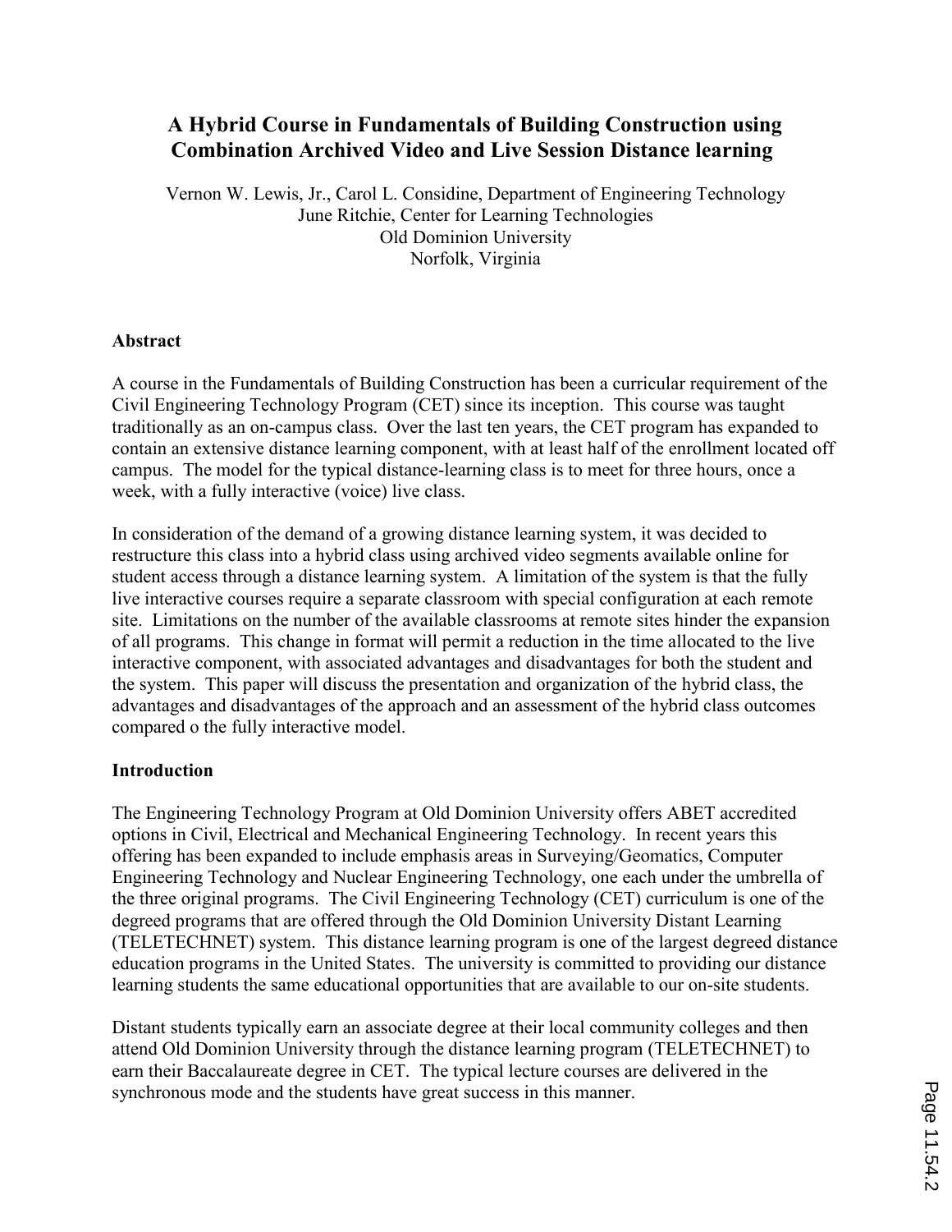# A Hybrid Course in Fundamentals of Building Construction using Combination Archived Video and Live Session Distance learning

Vernon W. Lewis, Jr., Carol L. Considine, Department of Engineering Technology
June Ritchie, Center for Learning Technologies
Old Dominion University
Norfolk, Virginia

## Abstract

A course in the Fundamentals of Building Construction has been a curricular requirement of the Civil Engineering Technology Program (CET) since its inception. This course was taught traditionally as an on-campus class. Over the last ten years, the CET program has expanded to contain an extensive distance learning component, with at least half of the enrollment located off campus. The model for the typical distance-learning class is to meet for three hours, once a week, with a fully interactive (voice) live class.

In consideration of the demand of a growing distance learning system, it was decided to restructure this class into a hybrid class using archived video segments available online for student access through a distance learning system. A limitation of the system is that the fully live interactive courses require a separate classroom with special configuration at each remote site. Limitations on the number of the available classrooms at remote sites hinder the expansion of all programs. This change in format will permit a reduction in the time allocated to the live interactive component, with associated advantages and disadvantages for both the student and the system. This paper will discuss the presentation and organization of the hybrid class, the advantages and disadvantages of the approach and an assessment of the hybrid class outcomes compared o the fully interactive model.

## Introduction

The Engineering Technology Program at Old Dominion University offers ABET accredited options in Civil, Electrical and Mechanical Engineering Technology. In recent years this offering has been expanded to include emphasis areas in Surveying/Geomatics, Computer Engineering Technology and Nuclear Engineering Technology, one each under the umbrella of the three original programs. The Civil Engineering Technology (CET) curriculum is one of the degreed programs that are offered through the Old Dominion University Distant Learning (TELETECHNET) system. This distance learning program is one of the largest degreed distance education programs in the United States. The university is committed to providing our distance learning students the same educational opportunities that are available to our on-site students.

Distant students typically earn an associate degree at their local community colleges and then attend Old Dominion University through the distance learning program (TELETECHNET) to earn their Baccalaureate degree in CET. The typical lecture courses are delivered in the synchronous mode and the students have great success in this manner.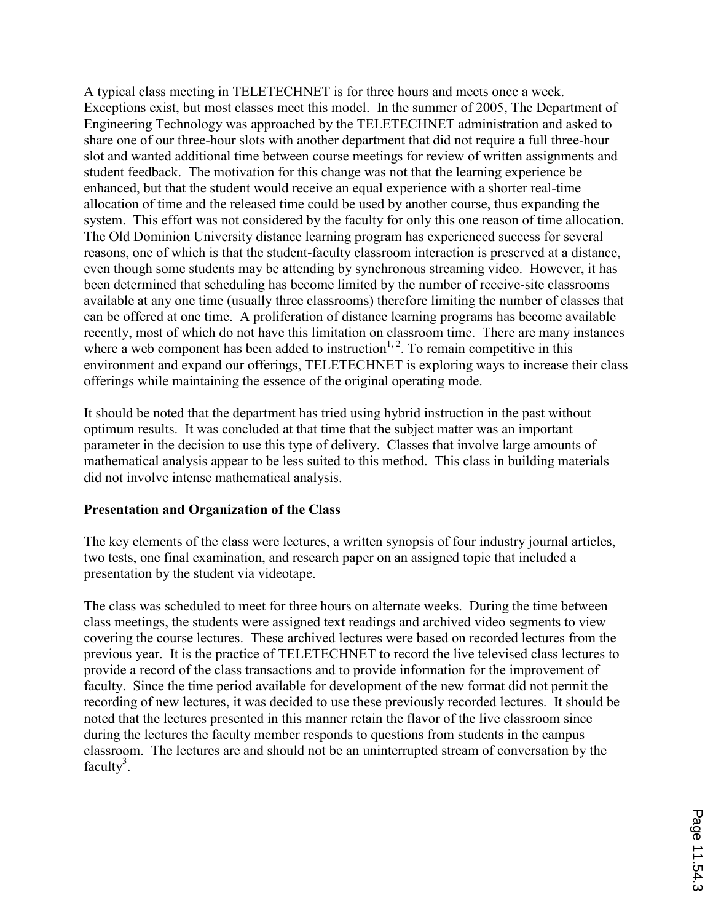A typical class meeting in TELETECHNET is for three hours and meets once a week. Exceptions exist, but most classes meet this model. In the summer of 2005, The Department of Engineering Technology was approached by the TELETECHNET administration and asked to share one of our three-hour slots with another department that did not require a full three-hour slot and wanted additional time between course meetings for review of written assignments and student feedback. The motivation for this change was not that the learning experience be enhanced, but that the student would receive an equal experience with a shorter real-time allocation of time and the released time could be used by another course, thus expanding the system. This effort was not considered by the faculty for only this one reason of time allocation. The Old Dominion University distance learning program has experienced success for several reasons, one of which is that the student-faculty classroom interaction is preserved at a distance, even though some students may be attending by synchronous streaming video. However, it has been determined that scheduling has become limited by the number of receive-site classrooms available at any one time (usually three classrooms) therefore limiting the number of classes that can be offered at one time. A proliferation of distance learning programs has become available recently, most of which do not have this limitation on classroom time. There are many instances where a web component has been added to instruction[1, 2]. To remain competitive in this environment and expand our offerings, TELETECHNET is exploring ways to increase their class offerings while maintaining the essence of the original operating mode.

It should be noted that the department has tried using hybrid instruction in the past without optimum results. It was concluded at that time that the subject matter was an important parameter in the decision to use this type of delivery. Classes that involve large amounts of mathematical analysis appear to be less suited to this method. This class in building materials did not involve intense mathematical analysis.

**Presentation and Organization of the Class**

The key elements of the class were lectures, a written synopsis of four industry journal articles, two tests, one final examination, and research paper on an assigned topic that included a presentation by the student via videotape.

The class was scheduled to meet for three hours on alternate weeks. During the time between class meetings, the students were assigned text readings and archived video segments to view covering the course lectures. These archived lectures were based on recorded lectures from the previous year. It is the practice of TELETECHNET to record the live televised class lectures to provide a record of the class transactions and to provide information for the improvement of faculty. Since the time period available for development of the new format did not permit the recording of new lectures, it was decided to use these previously recorded lectures. It should be noted that the lectures presented in this manner retain the flavor of the live classroom since during the lectures the faculty member responds to questions from students in the campus classroom. The lectures are and should not be an uninterrupted stream of conversation by the faculty[3].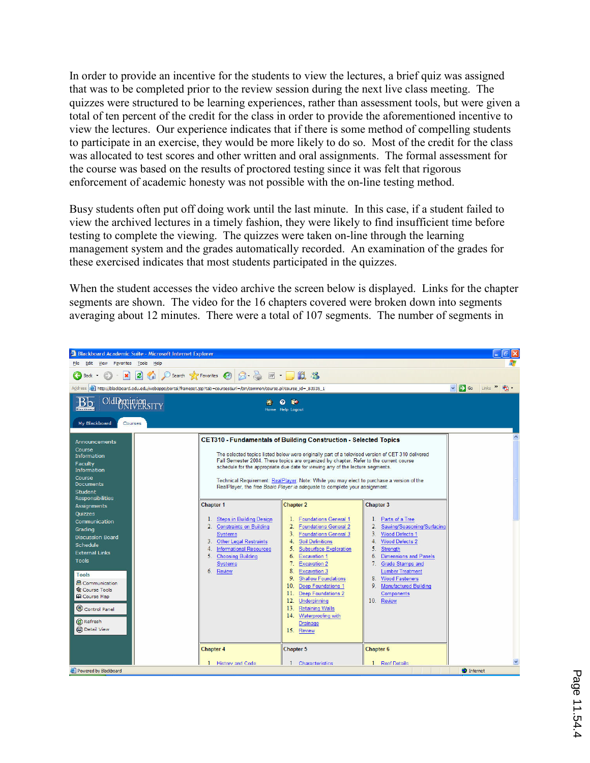In order to provide an incentive for the students to view the lectures, a brief quiz was assigned that was to be completed prior to the review session during the next live class meeting. The quizzes were structured to be learning experiences, rather than assessment tools, but were given a total of ten percent of the credit for the class in order to provide the aforementioned incentive to view the lectures. Our experience indicates that if there is some method of compelling students to participate in an exercise, they would be more likely to do so. Most of the credit for the class was allocated to test scores and other written and oral assignments. The formal assessment for the course was based on the results of proctored testing since it was felt that rigorous enforcement of academic honesty was not possible with the on-line testing method.

Busy students often put off doing work until the last minute. In this case, if a student failed to view the archived lectures in a timely fashion, they were likely to find insufficient time before testing to complete the viewing. The quizzes were taken on-line through the learning management system and the grades automatically recorded. An examination of the grades for these exercised indicates that most students participated in the quizzes.

When the student accesses the video archive the screen below is displayed. Links for the chapter segments are shown. The video for the 16 chapters covered were broken down into segments averaging about 12 minutes. There were a total of 107 segments. The number of segments in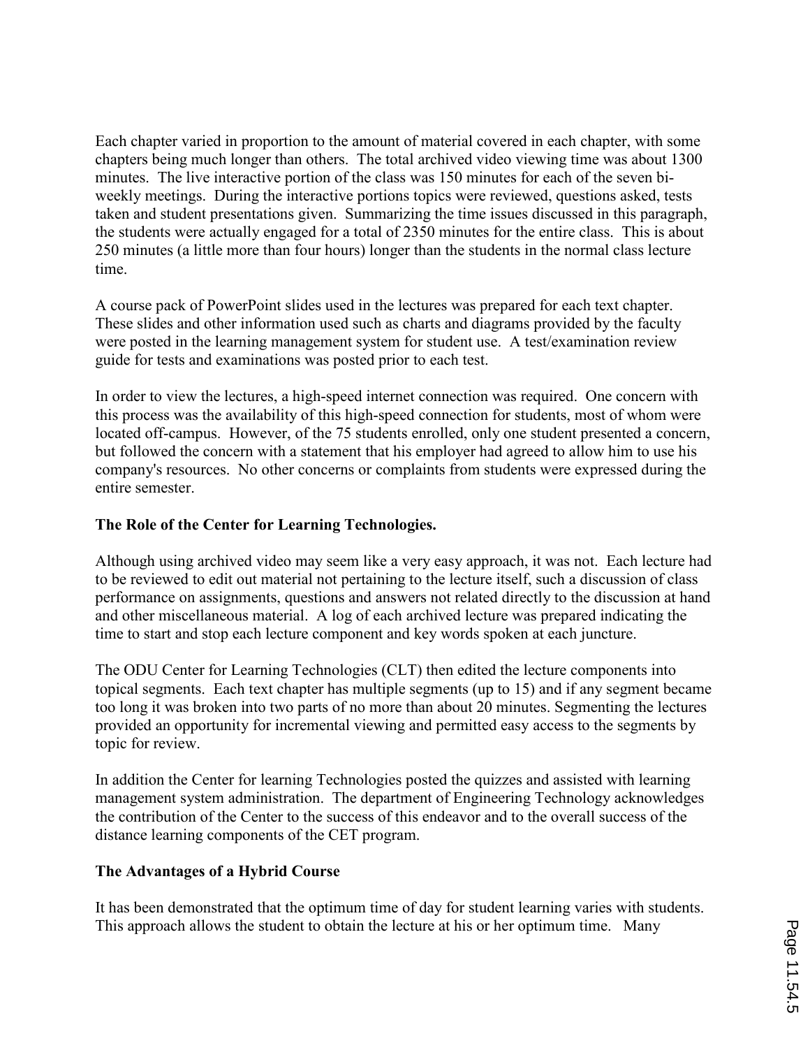Each chapter varied in proportion to the amount of material covered in each chapter, with some chapters being much longer than others. The total archived video viewing time was about 1300 minutes. The live interactive portion of the class was 150 minutes for each of the seven bi-weekly meetings. During the interactive portions topics were reviewed, questions asked, tests taken and student presentations given. Summarizing the time issues discussed in this paragraph, the students were actually engaged for a total of 2350 minutes for the entire class. This is about 250 minutes (a little more than four hours) longer than the students in the normal class lecture time.

A course pack of PowerPoint slides used in the lectures was prepared for each text chapter. These slides and other information used such as charts and diagrams provided by the faculty were posted in the learning management system for student use. A test/examination review guide for tests and examinations was posted prior to each test.

In order to view the lectures, a high-speed internet connection was required. One concern with this process was the availability of this high-speed connection for students, most of whom were located off-campus. However, of the 75 students enrolled, only one student presented a concern, but followed the concern with a statement that his employer had agreed to allow him to use his company's resources. No other concerns or complaints from students were expressed during the entire semester.

**The Role of the Center for Learning Technologies.**

Although using archived video may seem like a very easy approach, it was not. Each lecture had to be reviewed to edit out material not pertaining to the lecture itself, such a discussion of class performance on assignments, questions and answers not related directly to the discussion at hand and other miscellaneous material. A log of each archived lecture was prepared indicating the time to start and stop each lecture component and key words spoken at each juncture.

The ODU Center for Learning Technologies (CLT) then edited the lecture components into topical segments. Each text chapter has multiple segments (up to 15) and if any segment became too long it was broken into two parts of no more than about 20 minutes. Segmenting the lectures provided an opportunity for incremental viewing and permitted easy access to the segments by topic for review.

In addition the Center for learning Technologies posted the quizzes and assisted with learning management system administration. The department of Engineering Technology acknowledges the contribution of the Center to the success of this endeavor and to the overall success of the distance learning components of the CET program.

**The Advantages of a Hybrid Course**

It has been demonstrated that the optimum time of day for student learning varies with students. This approach allows the student to obtain the lecture at his or her optimum time. Many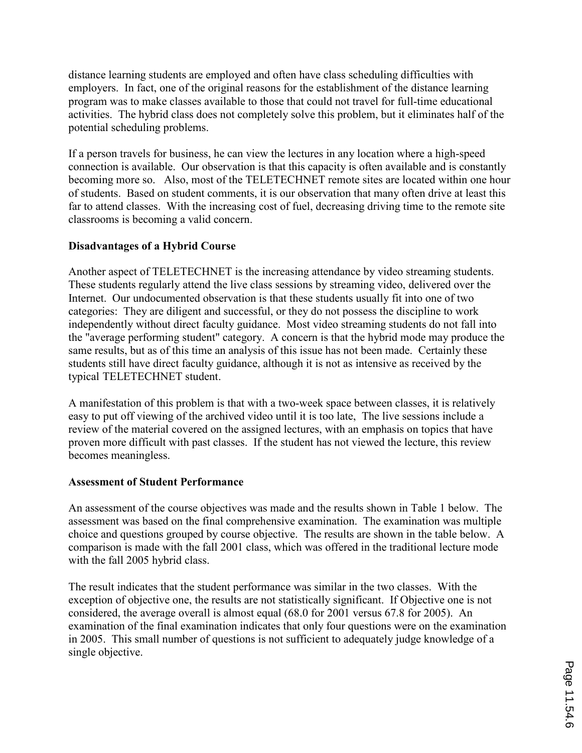distance learning students are employed and often have class scheduling difficulties with employers. In fact, one of the original reasons for the establishment of the distance learning program was to make classes available to those that could not travel for full-time educational activities. The hybrid class does not completely solve this problem, but it eliminates half of the potential scheduling problems.

If a person travels for business, he can view the lectures in any location where a high-speed connection is available. Our observation is that this capacity is often available and is constantly becoming more so. Also, most of the TELETECHNET remote sites are located within one hour of students. Based on student comments, it is our observation that many often drive at least this far to attend classes. With the increasing cost of fuel, decreasing driving time to the remote site classrooms is becoming a valid concern.

**Disadvantages of a Hybrid Course**

Another aspect of TELETECHNET is the increasing attendance by video streaming students. These students regularly attend the live class sessions by streaming video, delivered over the Internet. Our undocumented observation is that these students usually fit into one of two categories: They are diligent and successful, or they do not possess the discipline to work independently without direct faculty guidance. Most video streaming students do not fall into the "average performing student" category. A concern is that the hybrid mode may produce the same results, but as of this time an analysis of this issue has not been made. Certainly these students still have direct faculty guidance, although it is not as intensive as received by the typical TELETECHNET student.

A manifestation of this problem is that with a two-week space between classes, it is relatively easy to put off viewing of the archived video until it is too late, The live sessions include a review of the material covered on the assigned lectures, with an emphasis on topics that have proven more difficult with past classes. If the student has not viewed the lecture, this review becomes meaningless.

**Assessment of Student Performance**

An assessment of the course objectives was made and the results shown in Table 1 below. The assessment was based on the final comprehensive examination. The examination was multiple choice and questions grouped by course objective. The results are shown in the table below. A comparison is made with the fall 2001 class, which was offered in the traditional lecture mode with the fall 2005 hybrid class.

The result indicates that the student performance was similar in the two classes. With the exception of objective one, the results are not statistically significant. If Objective one is not considered, the average overall is almost equal (68.0 for 2001 versus 67.8 for 2005). An examination of the final examination indicates that only four questions were on the examination in 2005. This small number of questions is not sufficient to adequately judge knowledge of a single objective.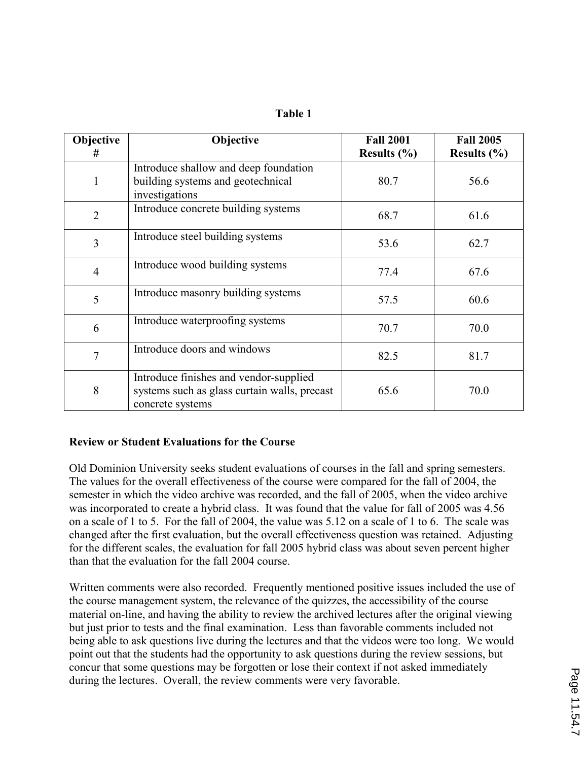**Table 1**

| Objective # | Objective | Fall 2001 Results (%) | Fall 2005 Results (%) |
|---|---|---|---|
| 1 | Introduce shallow and deep foundation building systems and geotechnical investigations | 80.7 | 56.6 |
| 2 | Introduce concrete building systems | 68.7 | 61.6 |
| 3 | Introduce steel building systems | 53.6 | 62.7 |
| 4 | Introduce wood building systems | 77.4 | 67.6 |
| 5 | Introduce masonry building systems | 57.5 | 60.6 |
| 6 | Introduce waterproofing systems | 70.7 | 70.0 |
| 7 | Introduce doors and windows | 82.5 | 81.7 |
| 8 | Introduce finishes and vendor-supplied systems such as glass curtain walls, precast concrete systems | 65.6 | 70.0 |

**Review or Student Evaluations for the Course**

Old Dominion University seeks student evaluations of courses in the fall and spring semesters. The values for the overall effectiveness of the course were compared for the fall of 2004, the semester in which the video archive was recorded, and the fall of 2005, when the video archive was incorporated to create a hybrid class. It was found that the value for fall of 2005 was 4.56 on a scale of 1 to 5. For the fall of 2004, the value was 5.12 on a scale of 1 to 6. The scale was changed after the first evaluation, but the overall effectiveness question was retained. Adjusting for the different scales, the evaluation for fall 2005 hybrid class was about seven percent higher than that the evaluation for the fall 2004 course.

Written comments were also recorded. Frequently mentioned positive issues included the use of the course management system, the relevance of the quizzes, the accessibility of the course material on-line, and having the ability to review the archived lectures after the original viewing but just prior to tests and the final examination. Less than favorable comments included not being able to ask questions live during the lectures and that the videos were too long. We would point out that the students had the opportunity to ask questions during the review sessions, but concur that some questions may be forgotten or lose their context if not asked immediately during the lectures. Overall, the review comments were very favorable.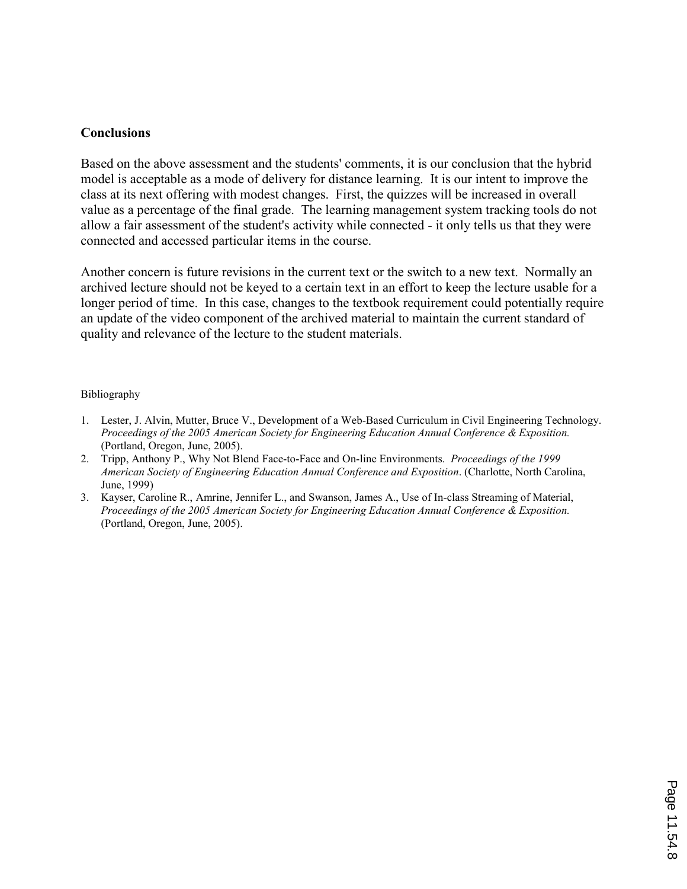## Conclusions

Based on the above assessment and the students' comments, it is our conclusion that the hybrid model is acceptable as a mode of delivery for distance learning. It is our intent to improve the class at its next offering with modest changes. First, the quizzes will be increased in overall value as a percentage of the final grade. The learning management system tracking tools do not allow a fair assessment of the student's activity while connected - it only tells us that they were connected and accessed particular items in the course.

Another concern is future revisions in the current text or the switch to a new text. Normally an archived lecture should not be keyed to a certain text in an effort to keep the lecture usable for a longer period of time. In this case, changes to the textbook requirement could potentially require an update of the video component of the archived material to maintain the current standard of quality and relevance of the lecture to the student materials.

Bibliography

1. Lester, J. Alvin, Mutter, Bruce V., Development of a Web-Based Curriculum in Civil Engineering Technology. *Proceedings of the 2005 American Society for Engineering Education Annual Conference & Exposition.* (Portland, Oregon, June, 2005).
2. Tripp, Anthony P., Why Not Blend Face-to-Face and On-line Environments. *Proceedings of the 1999 American Society of Engineering Education Annual Conference and Exposition*. (Charlotte, North Carolina, June, 1999)
3. Kayser, Caroline R., Amrine, Jennifer L., and Swanson, James A., Use of In-class Streaming of Material, *Proceedings of the 2005 American Society for Engineering Education Annual Conference & Exposition.* (Portland, Oregon, June, 2005).